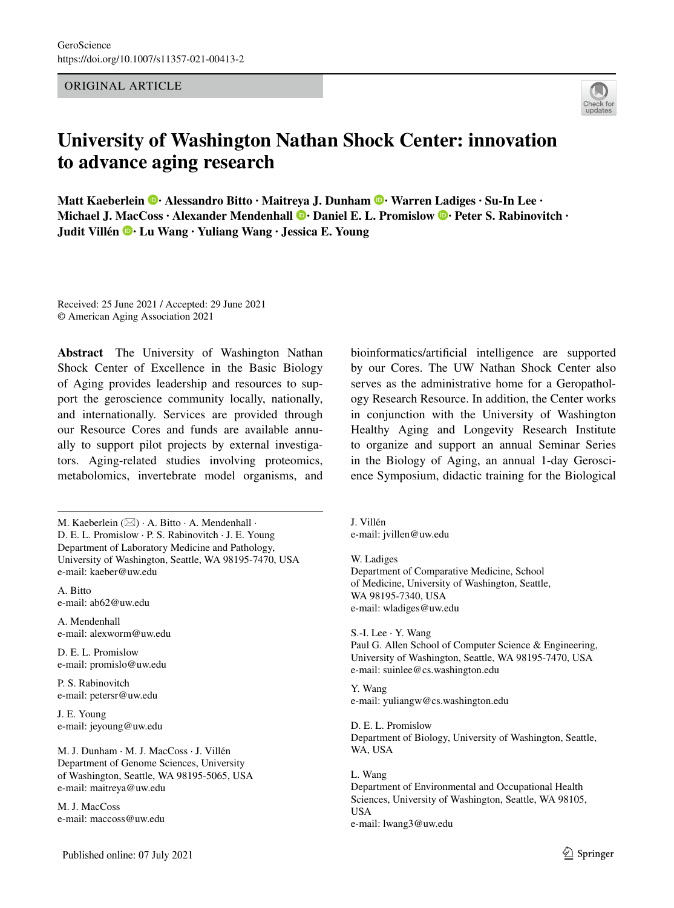GeroScience
https://doi.org/10.1007/s11357-021-00413-2

ORIGINAL ARTICLE

# University of Washington Nathan Shock Center: innovation to advance aging research

**Matt Kaeberlein · Alessandro Bitto · Maitreya J. Dunham · Warren Ladiges · Su-In Lee · Michael J. MacCoss · Alexander Mendenhall · Daniel E. L. Promislow · Peter S. Rabinovitch · Judit Villén · Lu Wang · Yuliang Wang · Jessica E. Young**

Received: 25 June 2021 / Accepted: 29 June 2021
© American Aging Association 2021

**Abstract** The University of Washington Nathan Shock Center of Excellence in the Basic Biology of Aging provides leadership and resources to support the geroscience community locally, nationally, and internationally. Services are provided through our Resource Cores and funds are available annually to support pilot projects by external investigators. Aging-related studies involving proteomics, metabolomics, invertebrate model organisms, and bioinformatics/artificial intelligence are supported by our Cores. The UW Nathan Shock Center also serves as the administrative home for a Geropathology Research Resource. In addition, the Center works in conjunction with the University of Washington Healthy Aging and Longevity Research Institute to organize and support an annual Seminar Series in the Biology of Aging, an annual 1-day Geroscience Symposium, didactic training for the Biological

M. Kaeberlein (✉) · A. Bitto · A. Mendenhall · D. E. L. Promislow · P. S. Rabinovitch · J. E. Young
Department of Laboratory Medicine and Pathology, University of Washington, Seattle, WA 98195-7470, USA
e-mail: kaeber@uw.edu

A. Bitto
e-mail: ab62@uw.edu

A. Mendenhall
e-mail: alexworm@uw.edu

D. E. L. Promislow
e-mail: promislo@uw.edu

P. S. Rabinovitch
e-mail: petersr@uw.edu

J. E. Young
e-mail: jeyoung@uw.edu

M. J. Dunham · M. J. MacCoss · J. Villén
Department of Genome Sciences, University of Washington, Seattle, WA 98195-5065, USA
e-mail: maitreya@uw.edu

M. J. MacCoss
e-mail: maccoss@uw.edu

J. Villén
e-mail: jvillen@uw.edu

W. Ladiges
Department of Comparative Medicine, School of Medicine, University of Washington, Seattle, WA 98195-7340, USA
e-mail: wladiges@uw.edu

S.-I. Lee · Y. Wang
Paul G. Allen School of Computer Science & Engineering, University of Washington, Seattle, WA 98195-7470, USA
e-mail: suinlee@cs.washington.edu

Y. Wang
e-mail: yuliangw@cs.washington.edu

D. E. L. Promislow
Department of Biology, University of Washington, Seattle, WA, USA

L. Wang
Department of Environmental and Occupational Health Sciences, University of Washington, Seattle, WA 98105, USA
e-mail: lwang3@uw.edu

Published online: 07 July 2021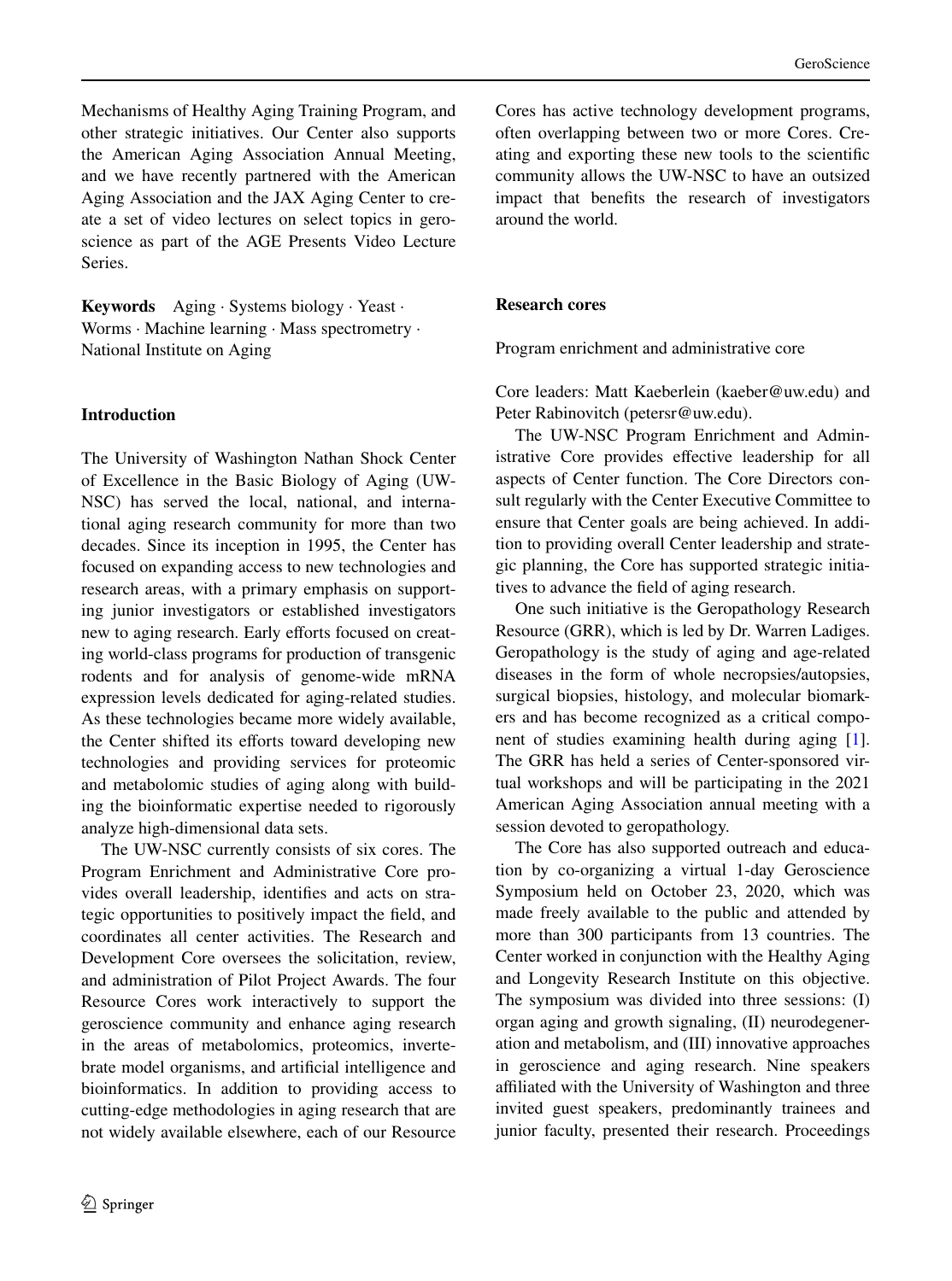Mechanisms of Healthy Aging Training Program, and other strategic initiatives. Our Center also supports the American Aging Association Annual Meeting, and we have recently partnered with the American Aging Association and the JAX Aging Center to create a set of video lectures on select topics in geroscience as part of the AGE Presents Video Lecture Series.

**Keywords** Aging · Systems biology · Yeast · Worms · Machine learning · Mass spectrometry · National Institute on Aging

## Introduction

The University of Washington Nathan Shock Center of Excellence in the Basic Biology of Aging (UW-NSC) has served the local, national, and international aging research community for more than two decades. Since its inception in 1995, the Center has focused on expanding access to new technologies and research areas, with a primary emphasis on supporting junior investigators or established investigators new to aging research. Early efforts focused on creating world-class programs for production of transgenic rodents and for analysis of genome-wide mRNA expression levels dedicated for aging-related studies. As these technologies became more widely available, the Center shifted its efforts toward developing new technologies and providing services for proteomic and metabolomic studies of aging along with building the bioinformatic expertise needed to rigorously analyze high-dimensional data sets.

The UW-NSC currently consists of six cores. The Program Enrichment and Administrative Core provides overall leadership, identifies and acts on strategic opportunities to positively impact the field, and coordinates all center activities. The Research and Development Core oversees the solicitation, review, and administration of Pilot Project Awards. The four Resource Cores work interactively to support the geroscience community and enhance aging research in the areas of metabolomics, proteomics, invertebrate model organisms, and artificial intelligence and bioinformatics. In addition to providing access to cutting-edge methodologies in aging research that are not widely available elsewhere, each of our Resource Cores has active technology development programs, often overlapping between two or more Cores. Creating and exporting these new tools to the scientific community allows the UW-NSC to have an outsized impact that benefits the research of investigators around the world.

## Research cores

### Program enrichment and administrative core

Core leaders: Matt Kaeberlein (kaeber@uw.edu) and Peter Rabinovitch (petersr@uw.edu).

The UW-NSC Program Enrichment and Administrative Core provides effective leadership for all aspects of Center function. The Core Directors consult regularly with the Center Executive Committee to ensure that Center goals are being achieved. In addition to providing overall Center leadership and strategic planning, the Core has supported strategic initiatives to advance the field of aging research.

One such initiative is the Geropathology Research Resource (GRR), which is led by Dr. Warren Ladiges. Geropathology is the study of aging and age-related diseases in the form of whole necropsies/autopsies, surgical biopsies, histology, and molecular biomarkers and has become recognized as a critical component of studies examining health during aging [1]. The GRR has held a series of Center-sponsored virtual workshops and will be participating in the 2021 American Aging Association annual meeting with a session devoted to geropathology.

The Core has also supported outreach and education by co-organizing a virtual 1-day Geroscience Symposium held on October 23, 2020, which was made freely available to the public and attended by more than 300 participants from 13 countries. The Center worked in conjunction with the Healthy Aging and Longevity Research Institute on this objective. The symposium was divided into three sessions: (I) organ aging and growth signaling, (II) neurodegeneration and metabolism, and (III) innovative approaches in geroscience and aging research. Nine speakers affiliated with the University of Washington and three invited guest speakers, predominantly trainees and junior faculty, presented their research. Proceedings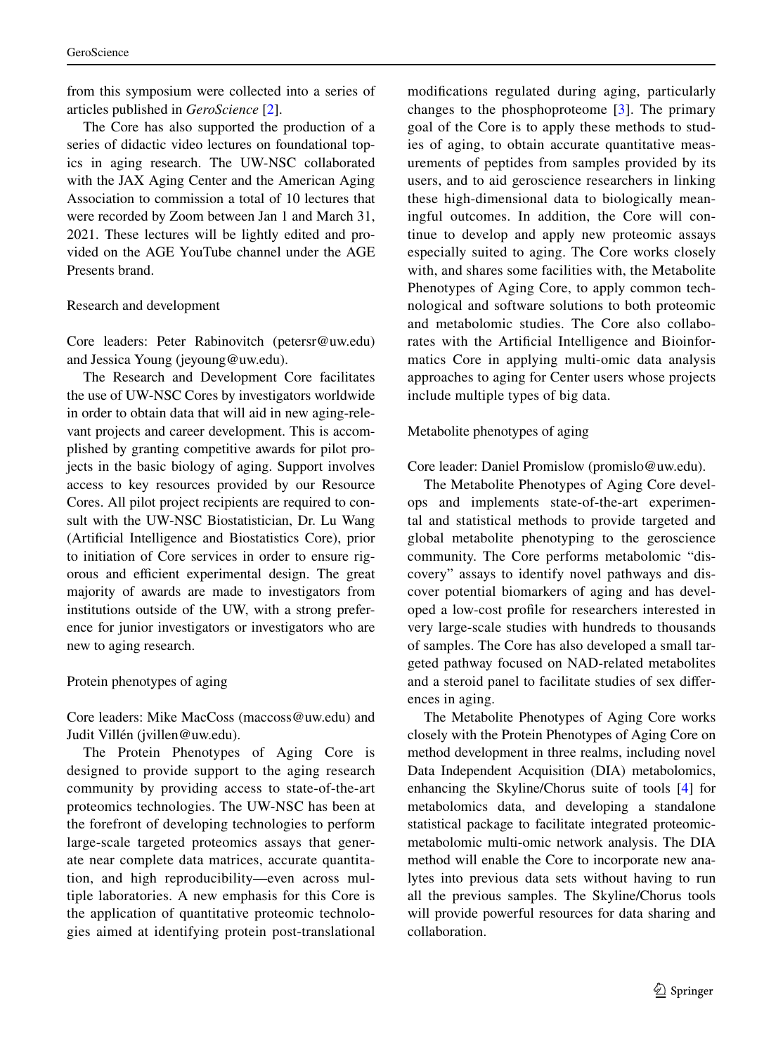from this symposium were collected into a series of articles published in *GeroScience* [2].

The Core has also supported the production of a series of didactic video lectures on foundational topics in aging research. The UW-NSC collaborated with the JAX Aging Center and the American Aging Association to commission a total of 10 lectures that were recorded by Zoom between Jan 1 and March 31, 2021. These lectures will be lightly edited and provided on the AGE YouTube channel under the AGE Presents brand.

### Research and development

Core leaders: Peter Rabinovitch (petersr@uw.edu) and Jessica Young (jeyoung@uw.edu).

The Research and Development Core facilitates the use of UW-NSC Cores by investigators worldwide in order to obtain data that will aid in new aging-relevant projects and career development. This is accomplished by granting competitive awards for pilot projects in the basic biology of aging. Support involves access to key resources provided by our Resource Cores. All pilot project recipients are required to consult with the UW-NSC Biostatistician, Dr. Lu Wang (Artificial Intelligence and Biostatistics Core), prior to initiation of Core services in order to ensure rigorous and efficient experimental design. The great majority of awards are made to investigators from institutions outside of the UW, with a strong preference for junior investigators or investigators who are new to aging research.

### Protein phenotypes of aging

Core leaders: Mike MacCoss (maccoss@uw.edu) and Judit Villén (jvillen@uw.edu).

The Protein Phenotypes of Aging Core is designed to provide support to the aging research community by providing access to state-of-the-art proteomics technologies. The UW-NSC has been at the forefront of developing technologies to perform large-scale targeted proteomics assays that generate near complete data matrices, accurate quantitation, and high reproducibility—even across multiple laboratories. A new emphasis for this Core is the application of quantitative proteomic technologies aimed at identifying protein post-translational modifications regulated during aging, particularly changes to the phosphoproteome [3]. The primary goal of the Core is to apply these methods to studies of aging, to obtain accurate quantitative measurements of peptides from samples provided by its users, and to aid geroscience researchers in linking these high-dimensional data to biologically meaningful outcomes. In addition, the Core will continue to develop and apply new proteomic assays especially suited to aging. The Core works closely with, and shares some facilities with, the Metabolite Phenotypes of Aging Core, to apply common technological and software solutions to both proteomic and metabolomic studies. The Core also collaborates with the Artificial Intelligence and Bioinformatics Core in applying multi-omic data analysis approaches to aging for Center users whose projects include multiple types of big data.

### Metabolite phenotypes of aging

Core leader: Daniel Promislow (promislo@uw.edu).

The Metabolite Phenotypes of Aging Core develops and implements state-of-the-art experimental and statistical methods to provide targeted and global metabolite phenotyping to the geroscience community. The Core performs metabolomic "discovery" assays to identify novel pathways and discover potential biomarkers of aging and has developed a low-cost profile for researchers interested in very large-scale studies with hundreds to thousands of samples. The Core has also developed a small targeted pathway focused on NAD-related metabolites and a steroid panel to facilitate studies of sex differences in aging.

The Metabolite Phenotypes of Aging Core works closely with the Protein Phenotypes of Aging Core on method development in three realms, including novel Data Independent Acquisition (DIA) metabolomics, enhancing the Skyline/Chorus suite of tools [4] for metabolomics data, and developing a standalone statistical package to facilitate integrated proteomic-metabolomic multi-omic network analysis. The DIA method will enable the Core to incorporate new analytes into previous data sets without having to run all the previous samples. The Skyline/Chorus tools will provide powerful resources for data sharing and collaboration.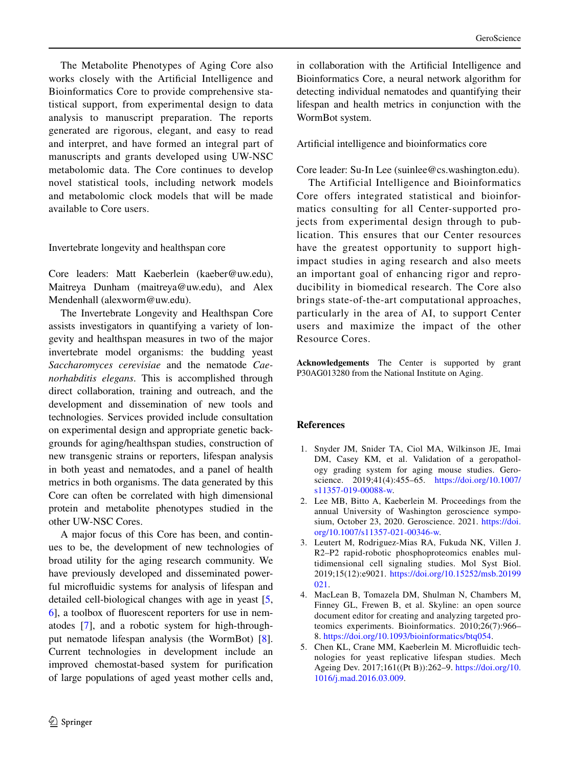The Metabolite Phenotypes of Aging Core also works closely with the Artificial Intelligence and Bioinformatics Core to provide comprehensive statistical support, from experimental design to data analysis to manuscript preparation. The reports generated are rigorous, elegant, and easy to read and interpret, and have formed an integral part of manuscripts and grants developed using UW-NSC metabolomic data. The Core continues to develop novel statistical tools, including network models and metabolomic clock models that will be made available to Core users.

### Invertebrate longevity and healthspan core

Core leaders: Matt Kaeberlein (kaeber@uw.edu), Maitreya Dunham (maitreya@uw.edu), and Alex Mendenhall (alexworm@uw.edu).

The Invertebrate Longevity and Healthspan Core assists investigators in quantifying a variety of longevity and healthspan measures in two of the major invertebrate model organisms: the budding yeast *Saccharomyces cerevisiae* and the nematode *Caenorhabditis elegans*. This is accomplished through direct collaboration, training and outreach, and the development and dissemination of new tools and technologies. Services provided include consultation on experimental design and appropriate genetic backgrounds for aging/healthspan studies, construction of new transgenic strains or reporters, lifespan analysis in both yeast and nematodes, and a panel of health metrics in both organisms. The data generated by this Core can often be correlated with high dimensional protein and metabolite phenotypes studied in the other UW-NSC Cores.

A major focus of this Core has been, and continues to be, the development of new technologies of broad utility for the aging research community. We have previously developed and disseminated powerful microfluidic systems for analysis of lifespan and detailed cell-biological changes with age in yeast [5, 6], a toolbox of fluorescent reporters for use in nematodes [7], and a robotic system for high-throughput nematode lifespan analysis (the WormBot) [8]. Current technologies in development include an improved chemostat-based system for purification of large populations of aged yeast mother cells and, in collaboration with the Artificial Intelligence and Bioinformatics Core, a neural network algorithm for detecting individual nematodes and quantifying their lifespan and health metrics in conjunction with the WormBot system.

### Artificial intelligence and bioinformatics core

Core leader: Su-In Lee (suinlee@cs.washington.edu).

The Artificial Intelligence and Bioinformatics Core offers integrated statistical and bioinformatics consulting for all Center-supported projects from experimental design through to publication. This ensures that our Center resources have the greatest opportunity to support high-impact studies in aging research and also meets an important goal of enhancing rigor and reproducibility in biomedical research. The Core also brings state-of-the-art computational approaches, particularly in the area of AI, to support Center users and maximize the impact of the other Resource Cores.

**Acknowledgements** The Center is supported by grant P30AG013280 from the National Institute on Aging.

## References

1. Snyder JM, Snider TA, Ciol MA, Wilkinson JE, Imai DM, Casey KM, et al. Validation of a geropathology grading system for aging mouse studies. Geroscience. 2019;41(4):455–65. https://doi.org/10.1007/s11357-019-00088-w.
2. Lee MB, Bitto A, Kaeberlein M. Proceedings from the annual University of Washington geroscience symposium, October 23, 2020. Geroscience. 2021. https://doi.org/10.1007/s11357-021-00346-w.
3. Leutert M, Rodriguez-Mias RA, Fukuda NK, Villen J. R2–P2 rapid-robotic phosphoproteomics enables multidimensional cell signaling studies. Mol Syst Biol. 2019;15(12):e9021. https://doi.org/10.15252/msb.20199021.
4. MacLean B, Tomazela DM, Shulman N, Chambers M, Finney GL, Frewen B, et al. Skyline: an open source document editor for creating and analyzing targeted proteomics experiments. Bioinformatics. 2010;26(7):966–8. https://doi.org/10.1093/bioinformatics/btq054.
5. Chen KL, Crane MM, Kaeberlein M. Microfluidic technologies for yeast replicative lifespan studies. Mech Ageing Dev. 2017;161((Pt B)):262–9. https://doi.org/10.1016/j.mad.2016.03.009.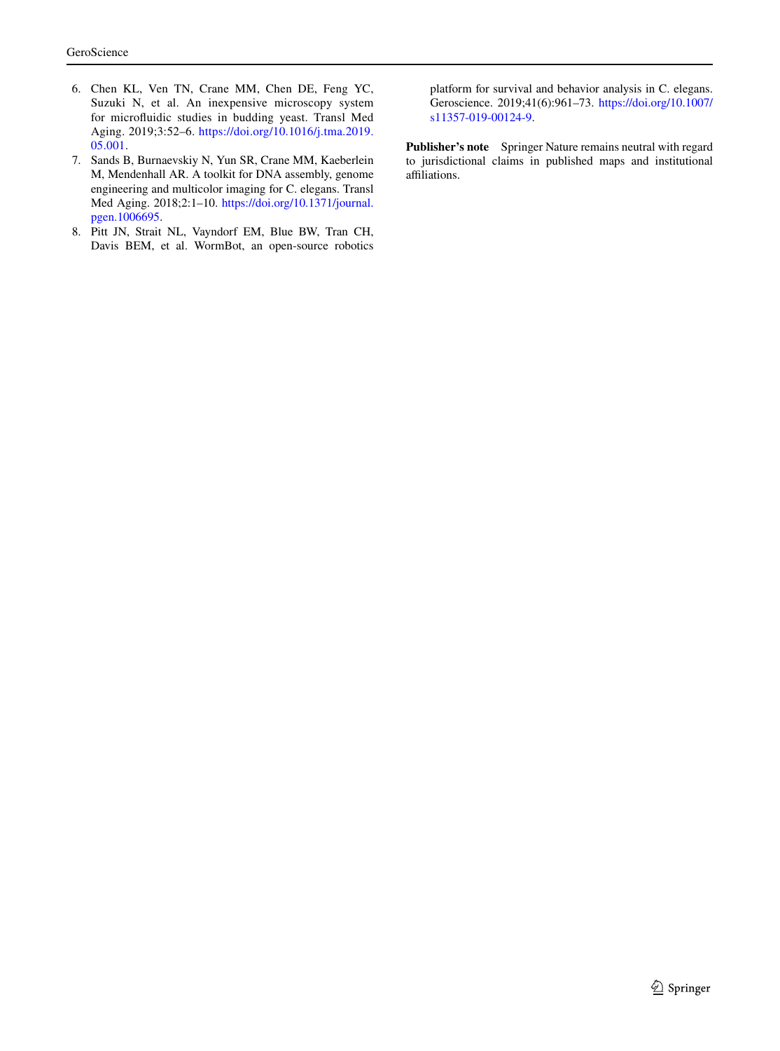6. Chen KL, Ven TN, Crane MM, Chen DE, Feng YC, Suzuki N, et al. An inexpensive microscopy system for microfluidic studies in budding yeast. Transl Med Aging. 2019;3:52–6. https://doi.org/10.1016/j.tma.2019.05.001.
7. Sands B, Burnaevskiy N, Yun SR, Crane MM, Kaeberlein M, Mendenhall AR. A toolkit for DNA assembly, genome engineering and multicolor imaging for C. elegans. Transl Med Aging. 2018;2:1–10. https://doi.org/10.1371/journal.pgen.1006695.
8. Pitt JN, Strait NL, Vayndorf EM, Blue BW, Tran CH, Davis BEM, et al. WormBot, an open-source robotics platform for survival and behavior analysis in C. elegans. Geroscience. 2019;41(6):961–73. https://doi.org/10.1007/s11357-019-00124-9.

**Publisher's note** Springer Nature remains neutral with regard to jurisdictional claims in published maps and institutional affiliations.